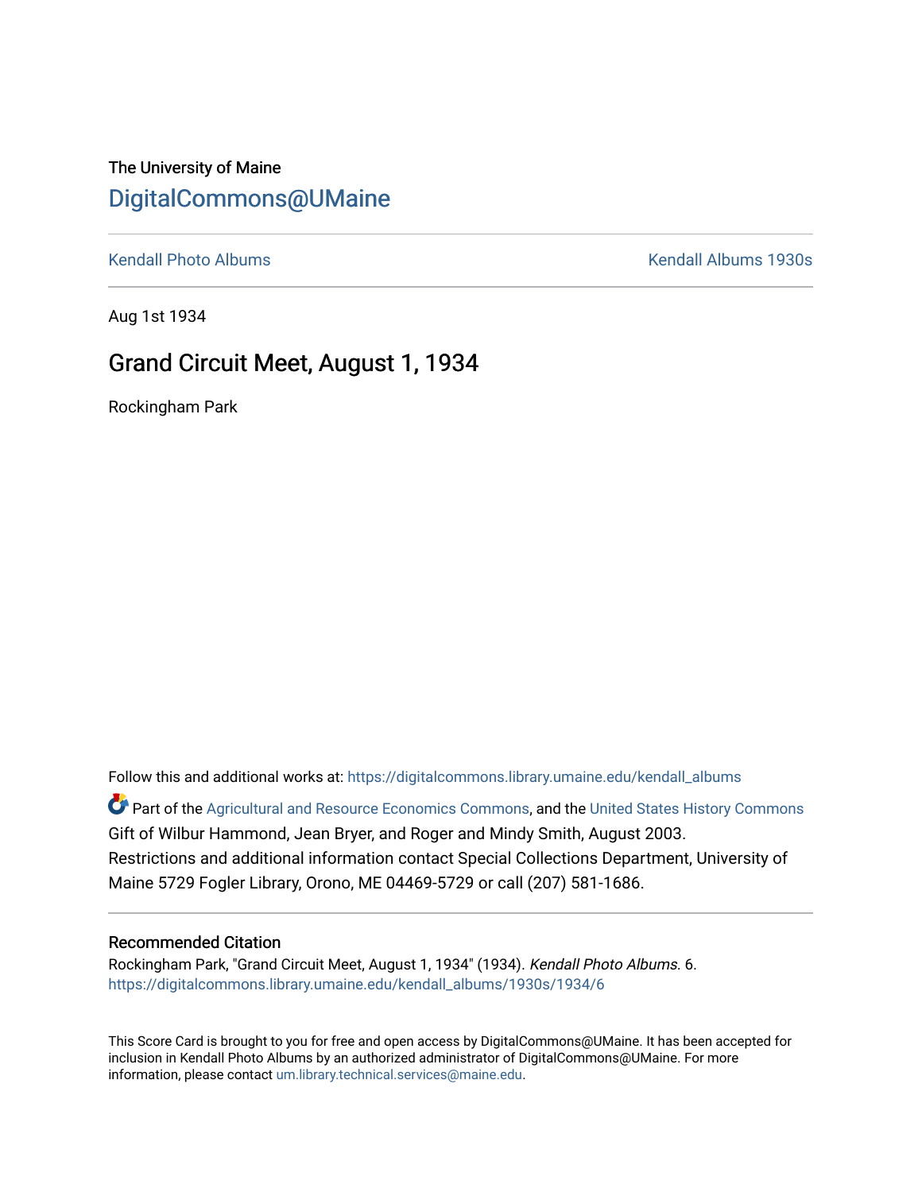The University of Maine

# DigitalCommons@UMaine

Kendall Photo Albums | Kendall Albums 1930s

Aug 1st 1934

## Grand Circuit Meet, August 1, 1934

Rockingham Park

Follow this and additional works at: https://digitalcommons.library.umaine.edu/kendall_albums

Part of the Agricultural and Resource Economics Commons, and the United States History Commons

Gift of Wilbur Hammond, Jean Bryer, and Roger and Mindy Smith, August 2003.

Restrictions and additional information contact Special Collections Department, University of Maine 5729 Fogler Library, Orono, ME 04469-5729 or call (207) 581-1686.

### Recommended Citation

Rockingham Park, "Grand Circuit Meet, August 1, 1934" (1934). *Kendall Photo Albums*. 6.
https://digitalcommons.library.umaine.edu/kendall_albums/1930s/1934/6

This Score Card is brought to you for free and open access by DigitalCommons@UMaine. It has been accepted for inclusion in Kendall Photo Albums by an authorized administrator of DigitalCommons@UMaine. For more information, please contact um.library.technical.services@maine.edu.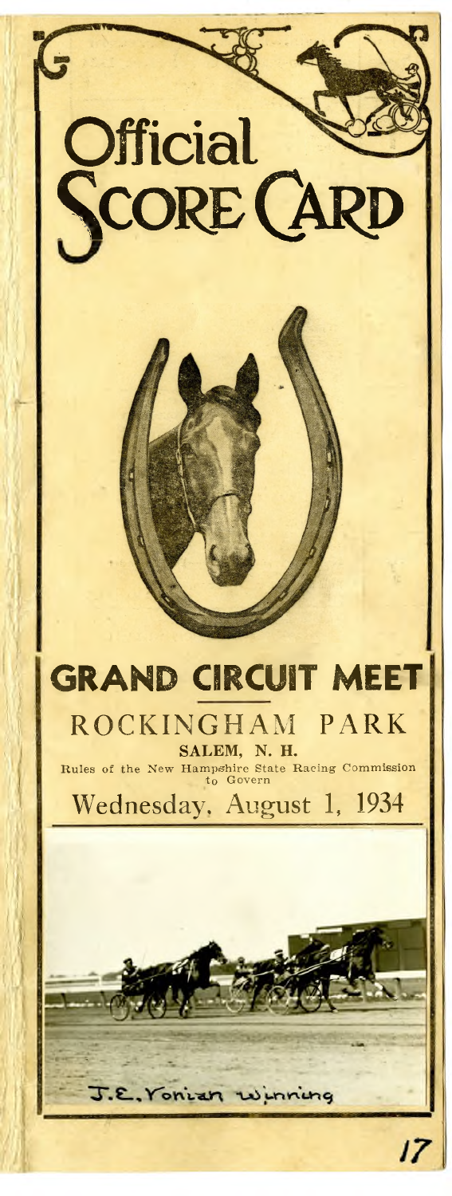# Official Score Card

## GRAND CIRCUIT MEET

ROCKINGHAM PARK

**SALEM, N. H.**

Rules of the New Hampshire State Racing Commission to Govern

Wednesday, August 1, 1934

J. E. Yonian winning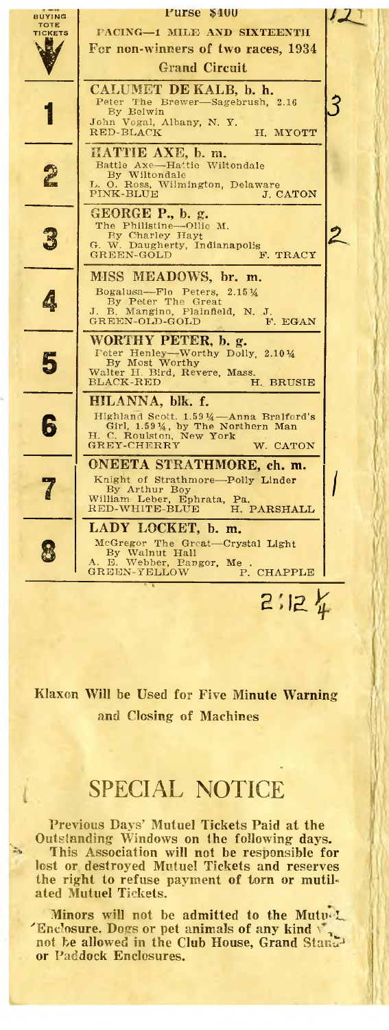Purse $400

PACING—1 MILE AND SIXTEENTH

For non-winners of two races, 1934

Grand Circuit

| BUYING TOTE TICKETS | Entry | |
|---|---|---|
| 1 | **CALUMET DE KALB, b. h.**<br>Peter The Brewer—Sagebrush, 2.16<br>By Belwin<br>John Vogal, Albany, N. Y.<br>RED-BLACK H. MYOTT | 3 |
| 2 | **HATTIE AXE, b. m.**<br>Battle Axe—Hattie Wiltondale<br>By Wiltondale<br>L. O. Ross, Wilmington, Delaware<br>PINK-BLUE J. CATON | |
| 3 | **GEORGE P., b. g.**<br>The Philistine—Ollie M.<br>By Charley Hayt<br>G. W. Daugherty, Indianapolis<br>GREEN-GOLD F. TRACY | 2 |
| 4 | **MISS MEADOWS, br. m.**<br>Bogalusa—Flo Peters, 2.15¼<br>By Peter The Great<br>J. B. Mangino, Plainfield, N. J.<br>GREEN-OLD-GOLD F. EGAN | |
| 5 | **WORTHY PETER, b. g.**<br>Peter Henley—Worthy Dolly, 2.10¾<br>By Most Worthy<br>Walter H. Bird, Revere, Mass.<br>BLACK-RED H. BRUSIE | |
| 6 | **HILANNA, blk. f.**<br>Highland Scott, 1.59¼—Anna Bralford's Girl, 1.59¼, by The Northern Man<br>H. C. Roulston, New York<br>GREY-CHERRY W. CATON | |
| 7 | **ONEETA STRATHMORE, ch. m.**<br>Knight of Strathmore—Polly Linder<br>By Arthur Boy<br>William Leber, Ephrata, Pa.<br>RED-WHITE-BLUE H. PARSHALL | 1 |
| 8 | **LADY LOCKET, b. m.**<br>McGregor The Great—Crystal Light<br>By Walnut Hall<br>A. E. Webber, Bangor, Me.<br>GREEN-YELLOW P. CHAPPLE | |

2:12¼

**Klaxon Will be Used for Five Minute Warning and Closing of Machines**

# SPECIAL NOTICE

**Previous Days' Mutuel Tickets Paid at the Outstanding Windows on the following days. This Association will not be responsible for lost or destroyed Mutuel Tickets and reserves the right to refuse payment of torn or mutilated Mutuel Tickets.**

**Minors will not be admitted to the Mutuel Enclosure. Dogs or pet animals of any kind will not be allowed in the Club House, Grand Stand or Paddock Enclosures.**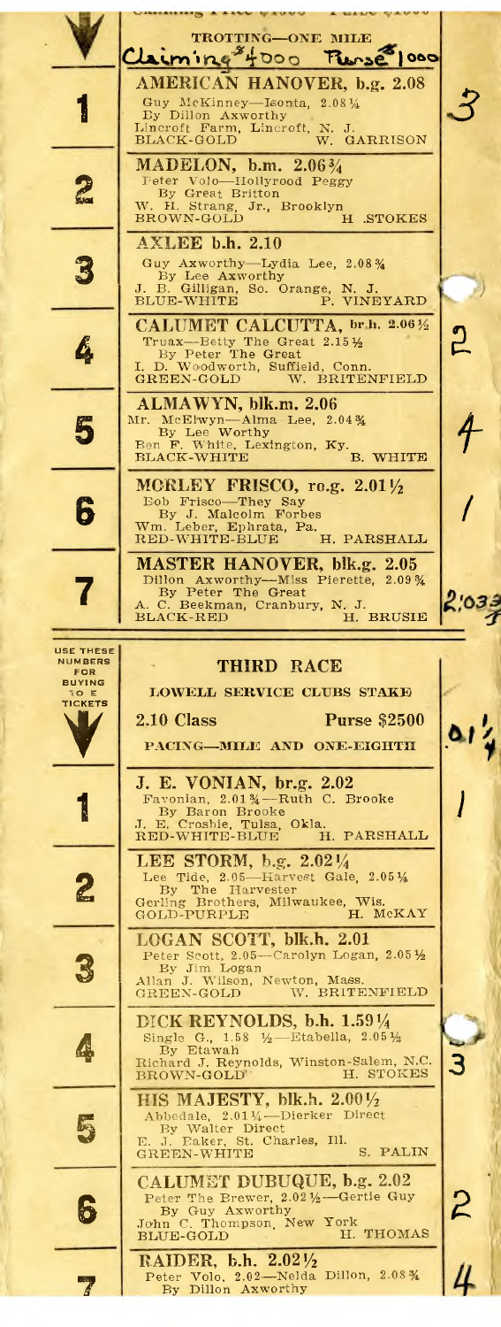## TROTTING—ONE MILE

Claiming $4000 Purse $1000

**1** — **AMERICAN HANOVER, b.g. 2.08**
Guy McKinney—Isonta, 2.08¼
By Dillon Axworthy
Lincroft Farm, Lincroft, N. J.
BLACK-GOLD — W. GARRISON
3

**2** — **MADELON, b.m. 2.06¾**
Peter Volo—Hollyrood Peggy
By Great Britton
W. H. Strang, Jr., Brooklyn
BROWN-GOLD — H. STOKES

**3** — **AXLEE b.h. 2.10**
Guy Axworthy—Lydia Lee, 2.08¾
By Lee Axworthy
J. B. Gilligan, So. Orange, N. J.
BLUE-WHITE — P. VINEYARD

**4** — **CALUMET CALCUTTA, br.h. 2.06½**
Truax—Betty The Great 2.15½
By Peter The Great
I. D. Woodworth, Suffield, Conn.
GREEN-GOLD — W. BRITENFIELD
2

**5** — **ALMAWYN, blk.m. 2.06**
Mr. McElwyn—Alma Lee, 2.04¾
By Lee Worthy
Ben F. White, Lexington, Ky.
BLACK-WHITE — B. WHITE
4

**6** — **MORLEY FRISCO, ro.g. 2.01½**
Bob Frisco—They Say
By J. Malcolm Forbes
Wm. Leber, Ephrata, Pa.
RED-WHITE-BLUE — H. PARSHALL
1

**7** — **MASTER HANOVER, blk.g. 2.05**
Dillon Axworthy—Miss Pierette, 2.09¾
By Peter The Great
A. C. Beekman, Cranbury, N. J.
BLACK-RED — H. BRUSIE

2:03¾

USE THESE NUMBERS FOR BUYING TO E TICKETS

## THIRD RACE

### LOWELL SERVICE CLUBS STAKE

2.10 Class — Purse $2500

PACING—MILE AND ONE-EIGHTH

2:01¼

**1** — **J. E. VONIAN, br.g. 2.02**
Favonian, 2.01¾—Ruth C. Brooke
By Baron Brooke
J. E. Crosbie, Tulsa, Okla.
RED-WHITE-BLUE — H. PARSHALL
1

**2** — **LEE STORM, b.g. 2.02¼**
Lee Tide, 2.05—Harvest Gale, 2.05¼
By The Harvester
Gerling Brothers, Milwaukee, Wis.
GOLD-PURPLE — H. McKAY

**3** — **LOGAN SCOTT, blk.h. 2.01**
Peter Scott, 2.05—Carolyn Logan, 2.05½
By Jim Logan
Allan J. Wilson, Newton, Mass.
GREEN-GOLD — W. BRITENFIELD

**4** — **DICK REYNOLDS, b.h. 1.59¼**
Single G., 1.58 ½—Etabella, 2.05½
By Etawah
Richard J. Reynolds, Winston-Salem, N.C.
BROWN-GOLD — H. STOKES
3

**5** — **HIS MAJESTY, blk.h. 2.00½**
Abbedale, 2.01¼—Dierker Direct
By Walter Direct
E. J. Baker, St. Charles, Ill.
GREEN-WHITE — S. PALIN

**6** — **CALUMET DUBUQUE, b.g. 2.02**
Peter The Brewer, 2.02½—Gertie Guy
By Guy Axworthy
John C. Thompson, New York
BLUE-GOLD — H. THOMAS
2

**7** — **RAIDER, b.h. 2.02½**
Peter Volo, 2.02—Nelda Dillon, 2.08¾
By Dillon Axworthy
4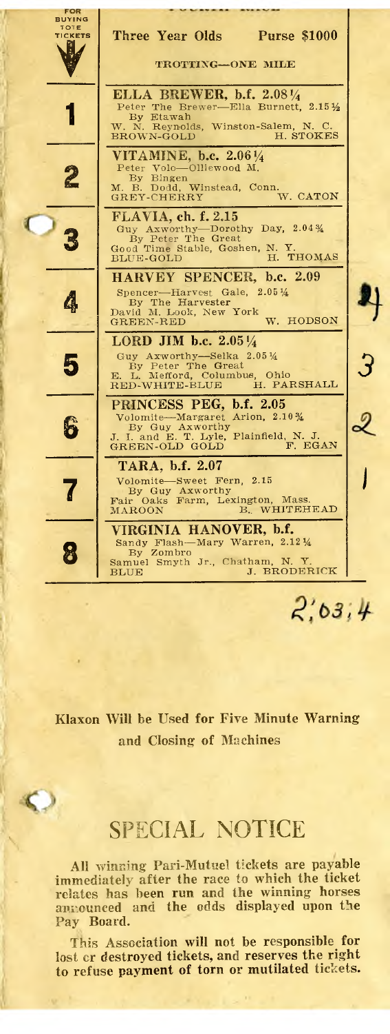| FOR BUYING TOTE TICKETS | Three Year Olds — Purse $1000 — TROTTING—ONE MILE | |
|---|---|---|
| 1 | **ELLA BREWER, b.f. 2.08¼**<br>Peter The Brewer—Ella Burnett, 2.15½<br>By Etawah<br>W. N. Reynolds, Winston-Salem, N. C.<br>BROWN-GOLD — H. STOKES | |
| 2 | **VITAMINE, b.c. 2.06¼**<br>Peter Volo—Olliewood M.<br>By Bingen<br>M. B. Dodd, Winstead, Conn.<br>GREY-CHERRY — W. CATON | |
| 3 | **FLAVIA, ch. f. 2.15**<br>Guy Axworthy—Dorothy Day, 2.04¾<br>By Peter The Great<br>Good Time Stable, Goshen, N. Y.<br>BLUE-GOLD — H. THOMAS | |
| 4 | **HARVEY SPENCER, b.c. 2.09**<br>Spencer—Harvest Gale, 2.05¼<br>By The Harvester<br>David M. Look, New York<br>GREEN-RED — W. HODSON | 4 |
| 5 | **LORD JIM b.c. 2.05¼**<br>Guy Axworthy—Selka 2.05¼<br>By Peter The Great<br>E. L. Mefford, Columbus, Ohio<br>RED-WHITE-BLUE — H. PARSHALL | 3 |
| 6 | **PRINCESS PEG, b.f. 2.05**<br>Volomite—Margaret Arion, 2.10¾<br>By Guy Axworthy<br>J. I. and E. T. Lyle, Plainfield, N. J.<br>GREEN-OLD GOLD — F. EGAN | 2 |
| 7 | **TARA, b.f. 2.07**<br>Volomite—Sweet Fern, 2.15<br>By Guy Axworthy<br>Fair Oaks Farm, Lexington, Mass.<br>MAROON — B. WHITEHEAD | 1 |
| 8 | **VIRGINIA HANOVER, b.f.**<br>Sandy Flash—Mary Warren, 2.12¼<br>By Zombro<br>Samuel Smyth Jr., Chatham, N. Y.<br>BLUE — J. BRODERICK | |

2:03:4

**Klaxon Will be Used for Five Minute Warning and Closing of Machines**

## SPECIAL NOTICE

All winning Pari-Mutuel tickets are payable immediately after the race to which the ticket relates has been run and the winning horses announced and the odds displayed upon the Pay Board.

This Association will not be responsible for lost or destroyed tickets, and reserves the right to refuse payment of torn or mutilated tickets.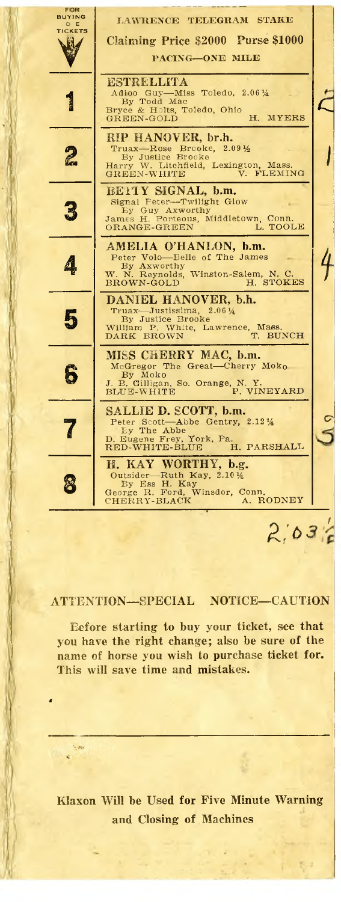FOR BUYING OF TICKETS

## LAWRENCE TELEGRAM STAKE

**Claiming Price $2000 Purse $1000**

PACING—ONE MILE

| | | |
|---|---|---|
| **1** | **ESTRELLITA**<br>Adioo Guy—Miss Toledo, 2.06¼<br>By Todd Mac<br>Bryce & Holts, Toledo, Ohio<br>GREEN-GOLD H. MYERS | 2 |
| **2** | **RIP HANOVER, br.h.**<br>Truax—Rose Brooke, 2.09½<br>By Justice Brooke<br>Harry W. Litchfield, Lexington, Mass.<br>GREEN-WHITE V. FLEMING | 1 |
| **3** | **BETTY SIGNAL, b.m.**<br>Signal Peter—Twilight Glow<br>By Guy Axworthy<br>James H. Porteous, Middletown, Conn.<br>ORANGE-GREEN L. TOOLE | |
| **4** | **AMELIA O'HANLON, b.m.**<br>Peter Volo—Belle of The James<br>By Axworthy<br>W. N. Reynolds, Winston-Salem, N. C.<br>BROWN-GOLD H. STOKES | 4 |
| **5** | **DANIEL HANOVER, b.h.**<br>Truax—Justissima, 2.06¼<br>By Justice Brooke<br>William P. White, Lawrence, Mass.<br>DARK BROWN T. BUNCH | |
| **6** | **MISS CHERRY MAC, b.m.**<br>McGregor The Great—Cherry Moko<br>By Moko<br>J. B. Gilligan, So. Orange, N. Y.<br>BLUE-WHITE P. VINEYARD | |
| **7** | **SALLIE D. SCOTT, b.m.**<br>Peter Scott—Abbe Gentry, 2.12¼<br>By The Abbe<br>D. Eugene Frey, York, Pa.<br>RED-WHITE-BLUE H. PARSHALL | 3 |
| **8** | **H. KAY WORTHY, b.g.**<br>Outsider—Ruth Kay, 2.10¼<br>By Ess H. Kay<br>George R. Ford, Winsdor, Conn.<br>CHERRY-BLACK A. RODNEY | |

2:03½

### ATTENTION—SPECIAL NOTICE—CAUTION

**Before starting to buy your ticket, see that you have the right change; also be sure of the name of horse you wish to purchase ticket for. This will save time and mistakes.**

**Klaxon Will be Used for Five Minute Warning and Closing of Machines**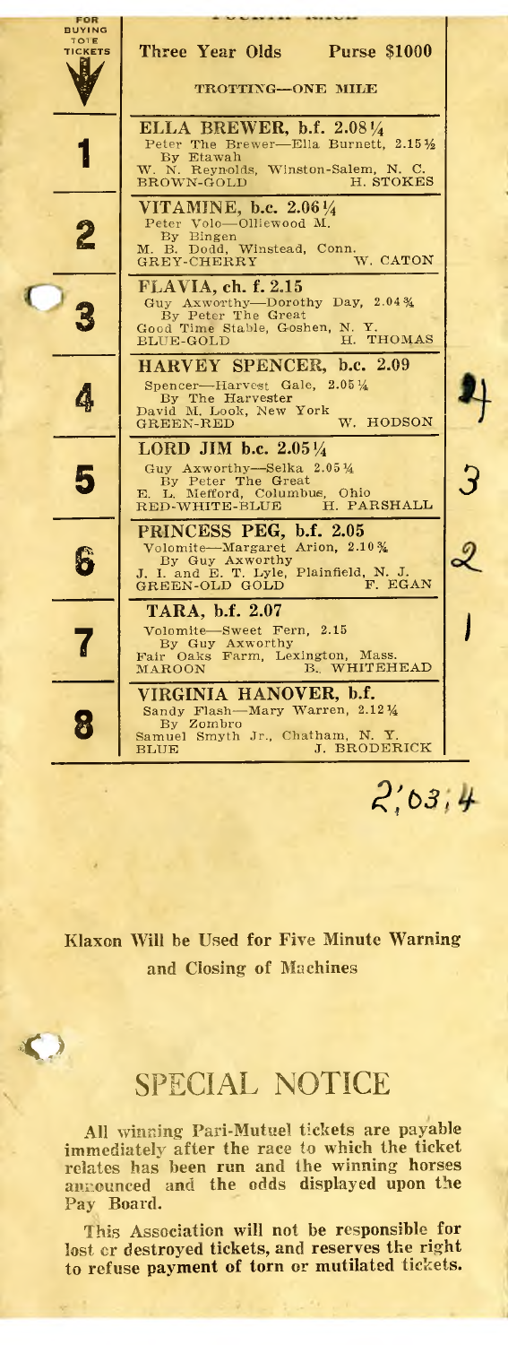| FOR BUYING TOTE TICKETS | Three Year Olds Purse $1000 TROTTING—ONE MILE | |
|---|---|---|
| 1 | **ELLA BREWER, b.f. 2.08¼** Peter The Brewer—Ella Burnett, 2.15½ By Etawah W. N. Reynolds, Winston-Salem, N. C. BROWN-GOLD H. STOKES | |
| 2 | **VITAMINE, b.c. 2.06¼** Peter Volo—Olliewood M. By Bingen M. B. Dodd, Winstead, Conn. GREY-CHERRY W. CATON | |
| 3 | **FLAVIA, ch. f. 2.15** Guy Axworthy—Dorothy Day, 2.04¾ By Peter The Great Good Time Stable, Goshen, N. Y. BLUE-GOLD H. THOMAS | |
| 4 | **HARVEY SPENCER, b.c. 2.09** Spencer—Harvest Gale, 2.05¼ By The Harvester David M. Look, New York GREEN-RED W. HODSON | 4 |
| 5 | **LORD JIM b.c. 2.05¼** Guy Axworthy—Selka 2.05¼ By Peter The Great E. L. Mefford, Columbus, Ohio RED-WHITE-BLUE H. PARSHALL | 3 |
| 6 | **PRINCESS PEG, b.f. 2.05** Volomite—Margaret Arion, 2.10¾ By Guy Axworthy J. I. and E. T. Lyle, Plainfield, N. J. GREEN-OLD GOLD F. EGAN | 2 |
| 7 | **TARA, b.f. 2.07** Volomite—Sweet Fern, 2.15 By Guy Axworthy Fair Oaks Farm, Lexington, Mass. MAROON B. WHITEHEAD | 1 |
| 8 | **VIRGINIA HANOVER, b.f.** Sandy Flash—Mary Warren, 2.12¼ By Zombro Samuel Smyth Jr., Chatham, N. Y. BLUE J. BRODERICK | |

2:03:4

**Klaxon Will be Used for Five Minute Warning and Closing of Machines**

## SPECIAL NOTICE

All winning Pari-Mutuel tickets are payable immediately after the race to which the ticket relates has been run and the winning horses announced and the odds displayed upon the Pay Board.

This Association will not be responsible for lost or destroyed tickets, and reserves the right to refuse payment of torn or mutilated tickets.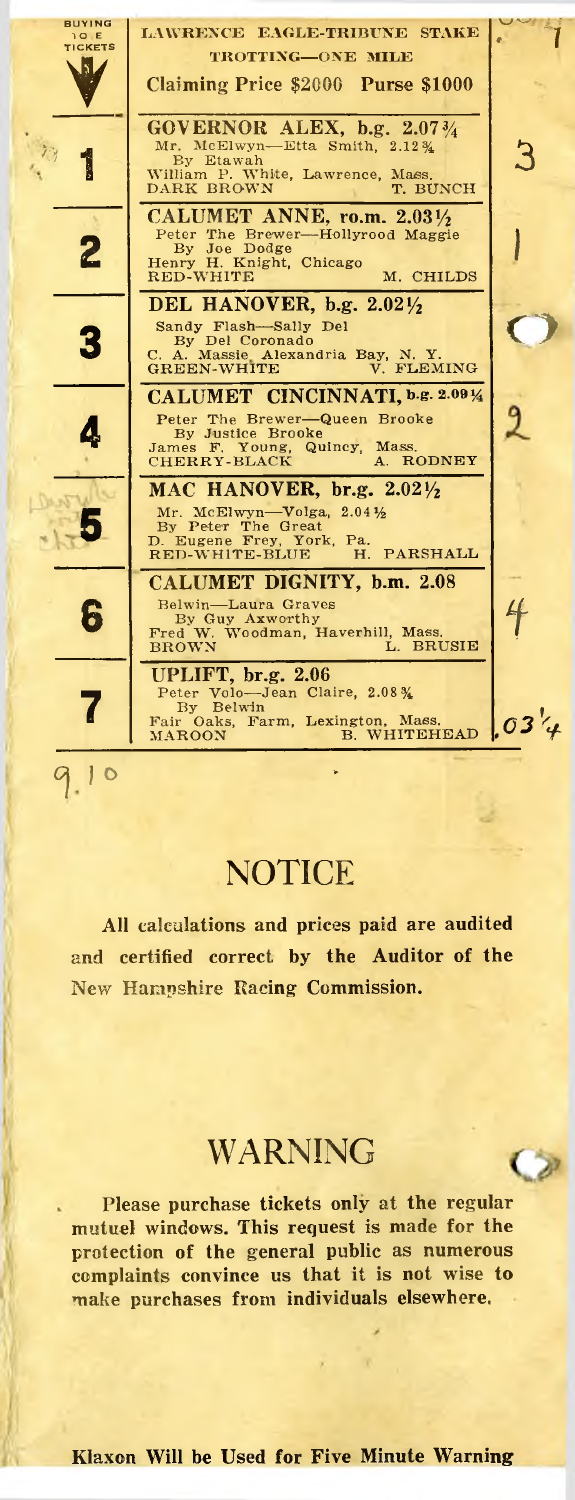| BUYING 10 E TICKETS | LAWRENCE EAGLE-TRIBUNE STAKE<br>TROTTING—ONE MILE<br>Claiming Price $2000 Purse $1000 | 7 |
|---|---|---|
| 1 | **GOVERNOR ALEX, b.g. 2.07¾**<br>Mr. McElwyn—Etta Smith, 2.12¾<br>By Etawah<br>William P. White, Lawrence, Mass.<br>DARK BROWN T. BUNCH | 3 |
| 2 | **CALUMET ANNE, ro.m. 2.03½**<br>Peter The Brewer—Hollyrood Maggie<br>By Joe Dodge<br>Henry H. Knight, Chicago<br>RED-WHITE M. CHILDS | 1 |
| 3 | **DEL HANOVER, b.g. 2.02½**<br>Sandy Flash—Sally Del<br>By Del Coronado<br>C. A. Massie, Alexandria Bay, N. Y.<br>GREEN-WHITE V. FLEMING | 0 |
| 4 | **CALUMET CINCINNATI, b.g. 2.09¼**<br>Peter The Brewer—Queen Brooke<br>By Justice Brooke<br>James F. Young, Quincy, Mass.<br>CHERRY-BLACK A. RODNEY | 2 |
| 5 | **MAC HANOVER, br.g. 2.02½**<br>Mr. McElwyn—Volga, 2.04½<br>By Peter The Great<br>D. Eugene Frey, York, Pa.<br>RED-WHITE-BLUE H. PARSHALL | |
| 6 | **CALUMET DIGNITY, b.m. 2.08**<br>Belwin—Laura Graves<br>By Guy Axworthy<br>Fred W. Woodman, Haverhill, Mass.<br>BROWN L. BRUSIE | 4 |
| 7 | **UPLIFT, br.g. 2.06**<br>Peter Volo—Jean Claire, 2.08¾<br>By Belwin<br>Fair Oaks, Farm, Lexington, Mass.<br>MAROON B. WHITEHEAD | .03¼ |

9.10

## NOTICE

**All calculations and prices paid are audited and certified correct by the Auditor of the New Hampshire Racing Commission.**

## WARNING

**Please purchase tickets only at the regular mutuel windows. This request is made for the protection of the general public as numerous complaints convince us that it is not wise to make purchases from individuals elsewhere.**

**Klaxon Will be Used for Five Minute Warning**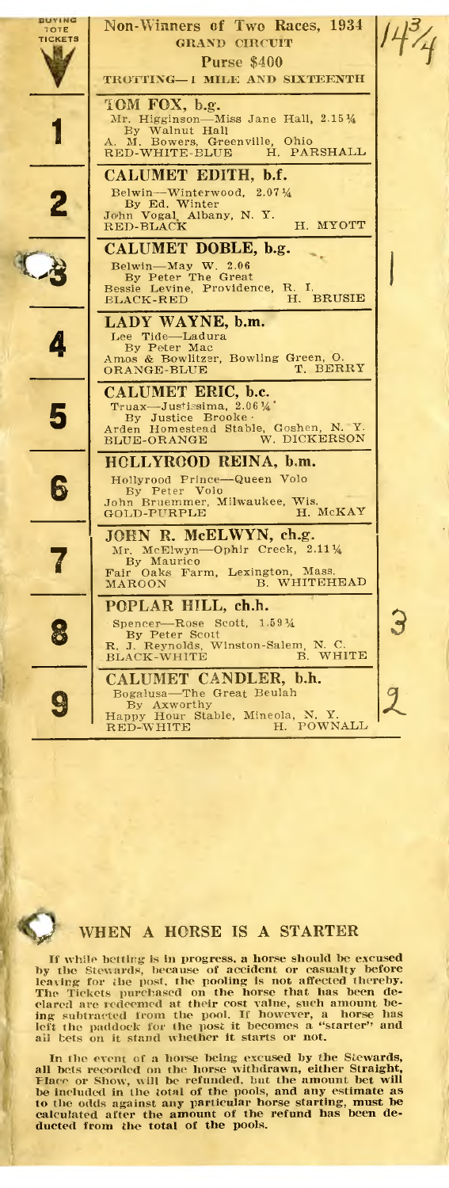BUYING TOTE TICKETS

# Non-Winners of Two Races, 1934

**GRAND CIRCUIT**

**Purse $400**

**TROTTING—1 MILE AND SIXTEENTH**

14 3/4

| | | |
|---|---|---|
| 1 | **TOM FOX, b.g.**<br>Mr. Higginson—Miss Jane Hall, 2.15¾<br>By Walnut Hall<br>A. M. Bowers, Greenville, Ohio<br>RED-WHITE-BLUE H. PARSHALL | |
| 2 | **CALUMET EDITH, b.f.**<br>Belwin—Winterwood, 2.07¼<br>By Ed. Winter<br>John Vogal, Albany, N. Y.<br>RED-BLACK H. MYOTT | |
| 3 | **CALUMET DOBLE, b.g.**<br>Belwin—May W. 2.06<br>By Peter The Great<br>Bessie Levine, Providence, R. I.<br>BLACK-RED H. BRUSIE | 1 |
| 4 | **LADY WAYNE, b.m.**<br>Lee Tide—Ladura<br>By Peter Mac<br>Amos & Bowlitzer, Bowling Green, O.<br>ORANGE-BLUE T. BERRY | |
| 5 | **CALUMET ERIC, b.c.**<br>Truax—Justissima, 2.06¼<br>By Justice Brooke<br>Arden Homestead Stable, Goshen, N. Y.<br>BLUE-ORANGE W. DICKERSON | |
| 6 | **HOLLYROOD REINA, b.m.**<br>Hollyrood Prince—Queen Volo<br>By Peter Volo<br>John Bruemmer, Milwaukee, Wis.<br>GOLD-PURPLE H. McKAY | |
| 7 | **JOHN R. McELWYN, ch.g.**<br>Mr. McElwyn—Ophir Creek, 2.11¼<br>By Maurico<br>Fair Oaks Farm, Lexington, Mass.<br>MAROON B. WHITEHEAD | |
| 8 | **POPLAR HILL, ch.h.**<br>Spencer—Rose Scott, 1.59¾<br>By Peter Scott<br>R. J. Reynolds, Winston-Salem, N. C.<br>BLACK-WHITE B. WHITE | 3 |
| 9 | **CALUMET CANDLER, b.h.**<br>Bogalusa—The Great Beulah<br>By Axworthy<br>Happy Hour Stable, Mineola, N. Y.<br>RED-WHITE H. POWNALL | 2 |

## WHEN A HORSE IS A STARTER

If while betting is in progress, a horse should be excused by the Stewards, because of accident or casualty before leaving for the post, the pooling is not affected thereby. The Tickets purchased on the horse that has been declared are redeemed at their cost value, such amount being subtracted from the pool. If however, a horse has left the paddock for the post it becomes a "starter" and all bets on it stand whether it starts or not.

In the event of a horse being excused by the Stewards, all bets recorded on the horse withdrawn, either Straight, Place or Show, will be refunded, but the amount bet will be included in the total of the pools, and any estimate as to the odds against any particular horse starting, must be calculated after the amount of the refund has been deducted from the total of the pools.